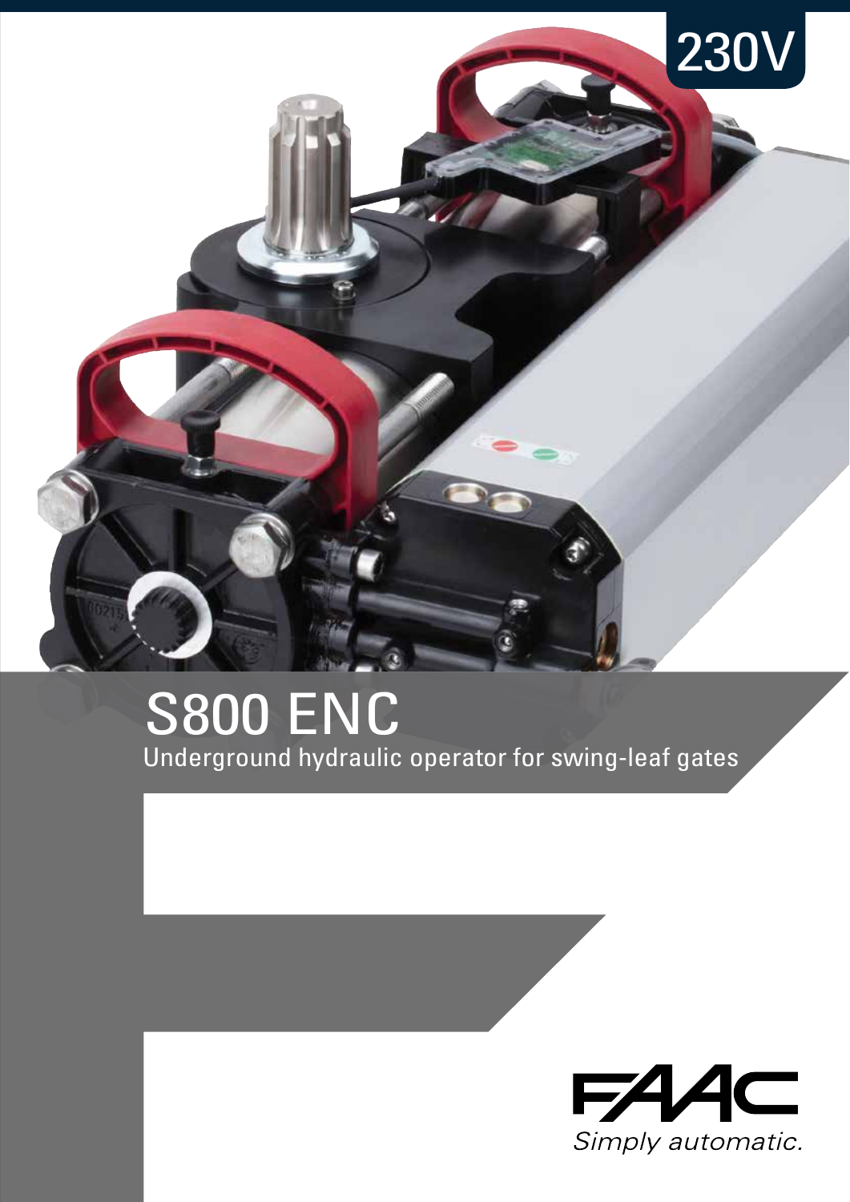230V

# S800 ENC

Underground hydraulic operator for swing-leaf gates

FAAC

*Simply automatic.*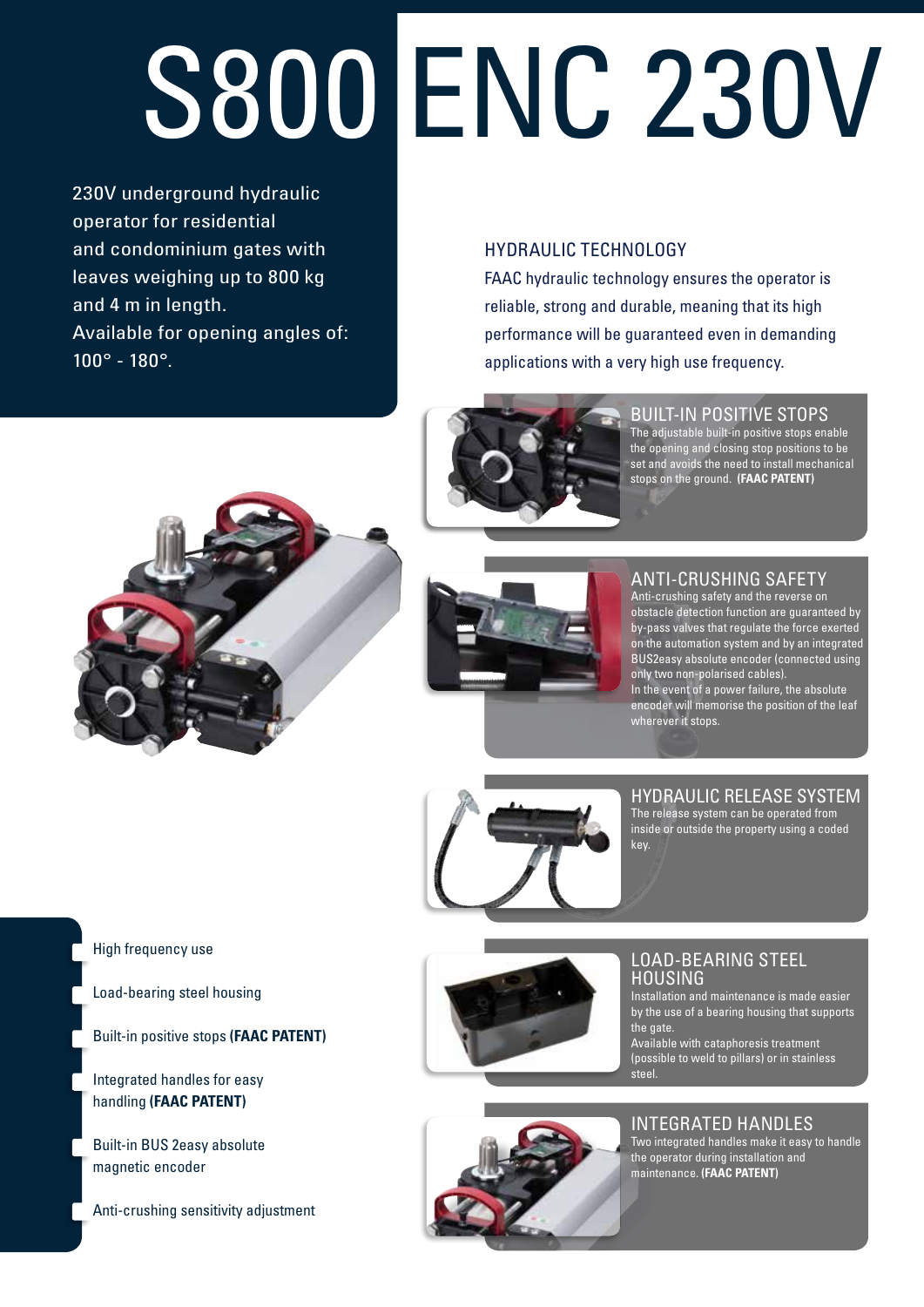# S800 ENC 230V

230V underground hydraulic operator for residential and condominium gates with leaves weighing up to 800 kg and 4 m in length.
Available for opening angles of: 100° - 180°.

## HYDRAULIC TECHNOLOGY

FAAC hydraulic technology ensures the operator is reliable, strong and durable, meaning that its high performance will be guaranteed even in demanding applications with a very high use frequency.

### BUILT-IN POSITIVE STOPS

The adjustable built-in positive stops enable the opening and closing stop positions to be set and avoids the need to install mechanical stops on the ground. **(FAAC PATENT)**

### ANTI-CRUSHING SAFETY

Anti-crushing safety and the reverse on obstacle detection function are guaranteed by by-pass valves that regulate the force exerted on the automation system and by an integrated BUS2easy absolute encoder (connected using only two non-polarised cables).
In the event of a power failure, the absolute encoder will memorise the position of the leaf wherever it stops.

### HYDRAULIC RELEASE SYSTEM

The release system can be operated from inside or outside the property using a coded key.

### LOAD-BEARING STEEL HOUSING

Installation and maintenance is made easier by the use of a bearing housing that supports the gate.
Available with cataphoresis treatment (possible to weld to pillars) or in stainless steel.

### INTEGRATED HANDLES

Two integrated handles make it easy to handle the operator during installation and maintenance. **(FAAC PATENT)**

- High frequency use
- Load-bearing steel housing
- Built-in positive stops **(FAAC PATENT)**
- Integrated handles for easy handling **(FAAC PATENT)**
- Built-in BUS 2easy absolute magnetic encoder
- Anti-crushing sensitivity adjustment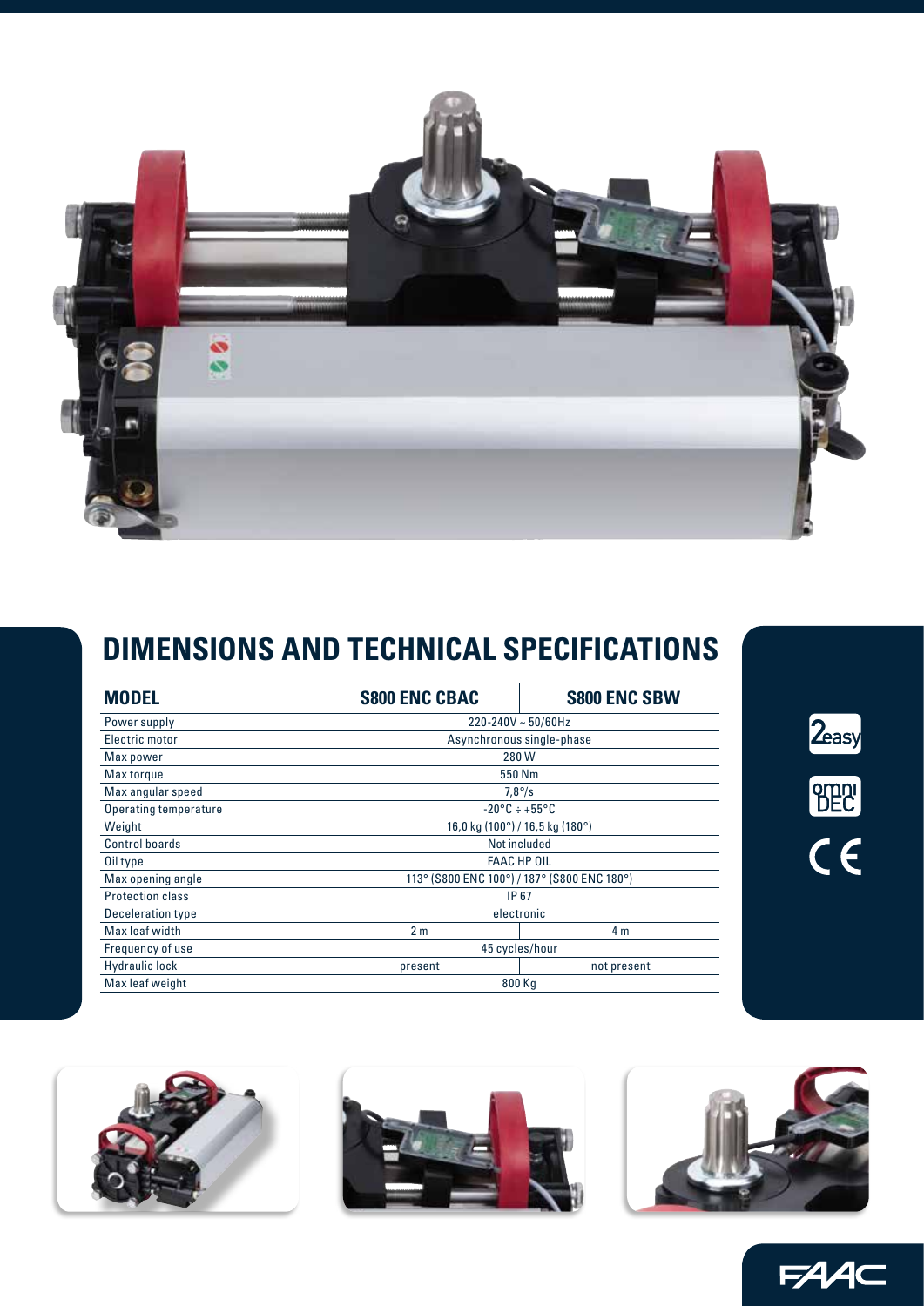# DIMENSIONS AND TECHNICAL SPECIFICATIONS

| MODEL | S800 ENC CBAC | S800 ENC SBW |
|---|---|---|
| Power supply | 220-240V ~ 50/60Hz | |
| Electric motor | Asynchronous single-phase | |
| Max power | 280 W | |
| Max torque | 550 Nm | |
| Max angular speed | 7,8°/s | |
| Operating temperature | -20°C ÷ +55°C | |
| Weight | 16,0 kg (100°) / 16,5 kg (180°) | |
| Control boards | Not included | |
| Oil type | FAAC HP OIL | |
| Max opening angle | 113° (S800 ENC 100°) / 187° (S800 ENC 180°) | |
| Protection class | IP 67 | |
| Deceleration type | electronic | |
| Max leaf width | 2 m | 4 m |
| Frequency of use | 45 cycles/hour | |
| Hydraulic lock | present | not present |
| Max leaf weight | 800 Kg | |

2easy

omni DEC

CE

FAAC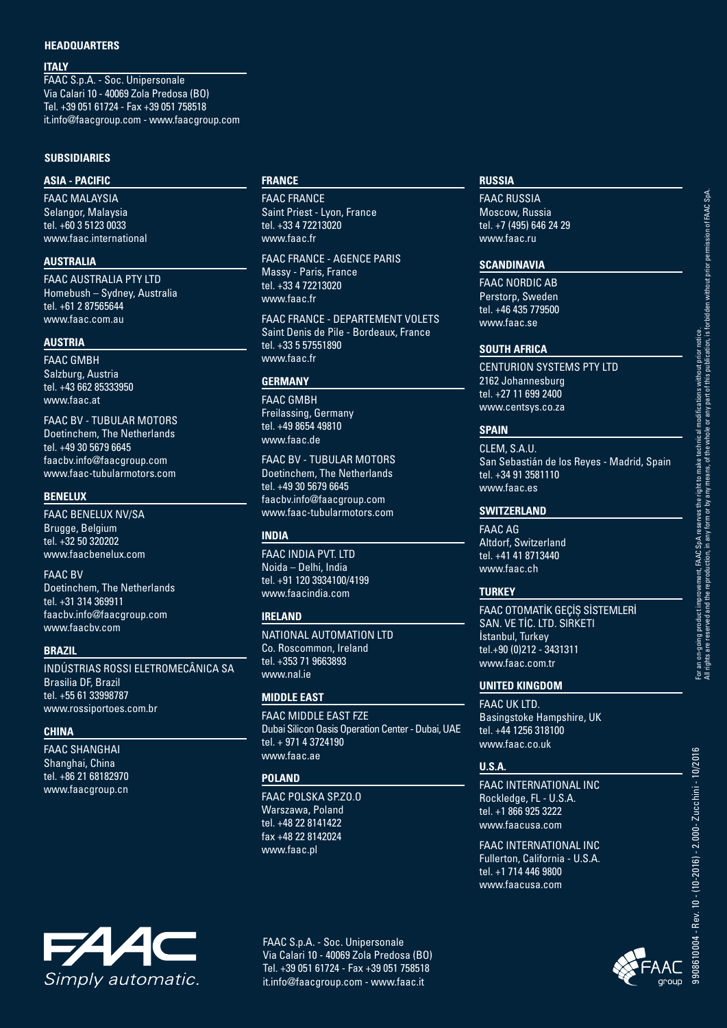## HEADQUARTERS

### ITALY

FAAC S.p.A. - Soc. Unipersonale
Via Calari 10 - 40069 Zola Predosa (BO)
Tel. +39 051 61724 - Fax +39 051 758518
it.info@faacgroup.com - www.faacgroup.com

## SUBSIDIARIES

### ASIA - PACIFIC

FAAC MALAYSIA
Selangor, Malaysia
tel. +60 3 5123 0033
www.faac.international

### AUSTRALIA

FAAC AUSTRALIA PTY LTD
Homebush – Sydney, Australia
tel. +61 2 87565644
www.faac.com.au

### AUSTRIA

FAAC GMBH
Salzburg, Austria
tel. +43 662 85333950
www.faac.at

FAAC BV - TUBULAR MOTORS
Doetinchem, The Netherlands
tel. +49 30 5679 6645
faacbv.info@faacgroup.com
www.faac-tubularmotors.com

### BENELUX

FAAC BENELUX NV/SA
Brugge, Belgium
tel. +32 50 320202
www.faacbenelux.com

FAAC BV
Doetinchem, The Netherlands
tel. +31 314 369911
faacbv.info@faacgroup.com
www.faacbv.com

### BRAZIL

INDÚSTRIAS ROSSI ELETROMECÂNICA SA
Brasilia DF, Brazil
tel. +55 61 33998787
www.rossiportoes.com.br

### CHINA

FAAC SHANGHAI
Shanghai, China
tel. +86 21 68182970
www.faacgroup.cn

### FRANCE

FAAC FRANCE
Saint Priest - Lyon, France
tel. +33 4 72213020
www.faac.fr

FAAC FRANCE - AGENCE PARIS
Massy - Paris, France
tel. +33 4 72213020
www.faac.fr

FAAC FRANCE - DEPARTEMENT VOLETS
Saint Denis de Pile - Bordeaux, France
tel. +33 5 57551890
www.faac.fr

### GERMANY

FAAC GMBH
Freilassing, Germany
tel. +49 8654 49810
www.faac.de

FAAC BV - TUBULAR MOTORS
Doetinchem, The Netherlands
tel. +49 30 5679 6645
faacbv.info@faacgroup.com
www.faac-tubularmotors.com

### INDIA

FAAC INDIA PVT. LTD
Noida – Delhi, India
tel. +91 120 3934100/4199
www.faacindia.com

### IRELAND

NATIONAL AUTOMATION LTD
Co. Roscommon, Ireland
tel. +353 71 9663893
www.nal.ie

### MIDDLE EAST

FAAC MIDDLE EAST FZE
Dubai Silicon Oasis Operation Center - Dubai, UAE
tel. + 971 4 3724190
www.faac.ae

### POLAND

FAAC POLSKA SP.ZO.O
Warszawa, Poland
tel. +48 22 8141422
fax +48 22 8142024
www.faac.pl

### RUSSIA

FAAC RUSSIA
Moscow, Russia
tel. +7 (495) 646 24 29
www.faac.ru

### SCANDINAVIA

FAAC NORDIC AB
Perstorp, Sweden
tel. +46 435 779500
www.faac.se

### SOUTH AFRICA

CENTURION SYSTEMS PTY LTD
2162 Johannesburg
tel. +27 11 699 2400
www.centsys.co.za

### SPAIN

CLEM, S.A.U.
San Sebastián de los Reyes - Madrid, Spain
tel. +34 91 3581110
www.faac.es

### SWITZERLAND

FAAC AG
Altdorf, Switzerland
tel. +41 41 8713440
www.faac.ch

### TURKEY

FAAC OTOMATİK GEÇİŞ SİSTEMLERİ
SAN. VE TİC. LTD. SIRKETI
İstanbul, Turkey
tel.+90 (0)212 - 3431311
www.faac.com.tr

### UNITED KINGDOM

FAAC UK LTD.
Basingstoke Hampshire, UK
tel. +44 1256 318100
www.faac.co.uk

### U.S.A.

FAAC INTERNATIONAL INC
Rockledge, FL - U.S.A.
tel. +1 866 925 3222
www.faacusa.com

FAAC INTERNATIONAL INC
Fullerton, California - U.S.A.
tel. +1 714 446 9800
www.faacusa.com

FAAC
*Simply automatic.*

FAAC S.p.A. - Soc. Unipersonale
Via Calari 10 - 40069 Zola Predosa (BO)
Tel. +39 051 61724 - Fax +39 051 758518
it.info@faacgroup.com - www.faac.it

FAAC group

For an on-going product improvement, FAAC SpA reserves the right to make technical modifications without prior notice.
All rights are reserved and the reproduction, in any form or by any means, of the whole or any part of this publication, is forbidden without prior permission of FAAC SpA.

9908610004 - Rev. 10 - (10-2016) - 2.000 - Zucchini - 10/2016